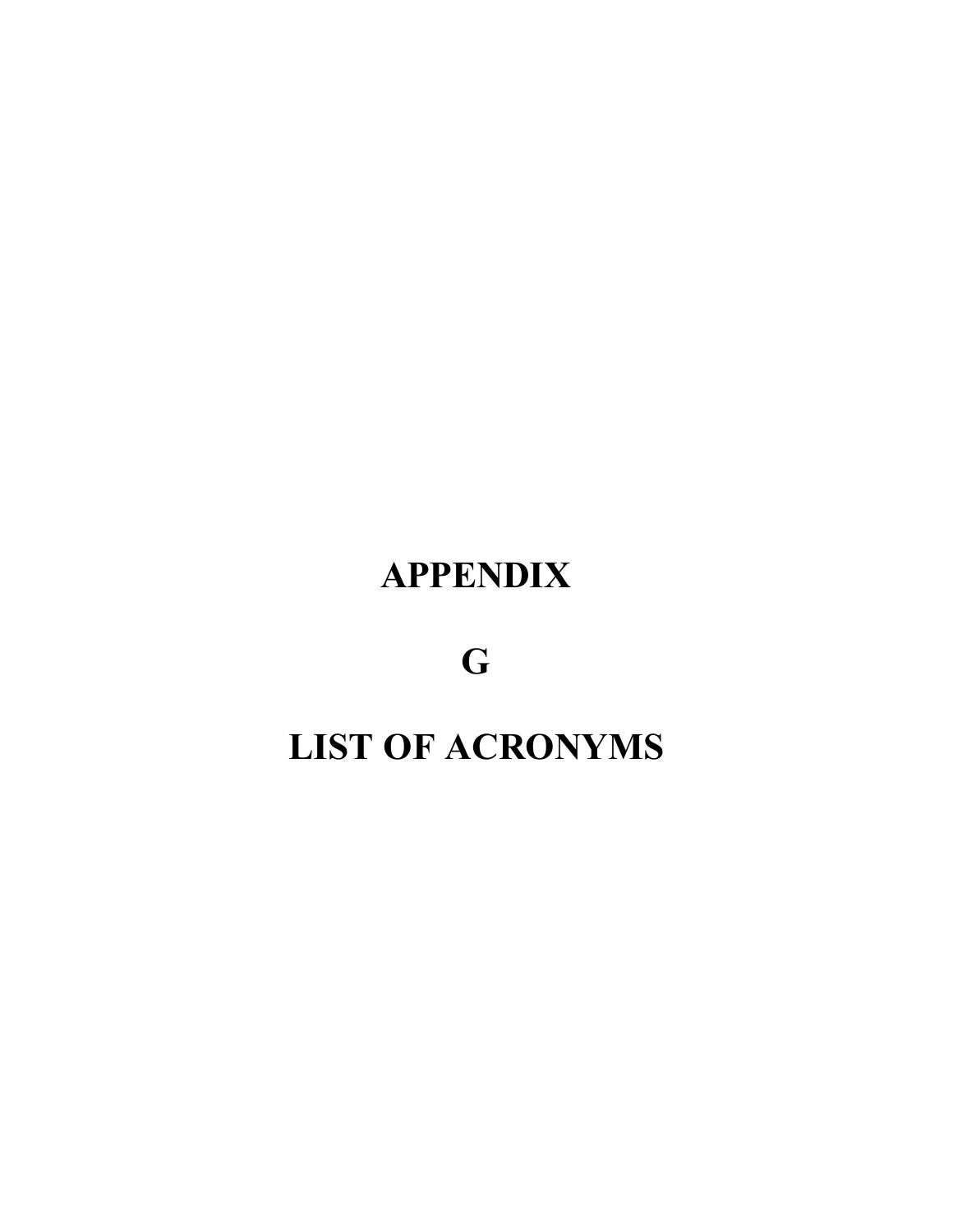# APPENDIX

# G

# LIST OF ACRONYMS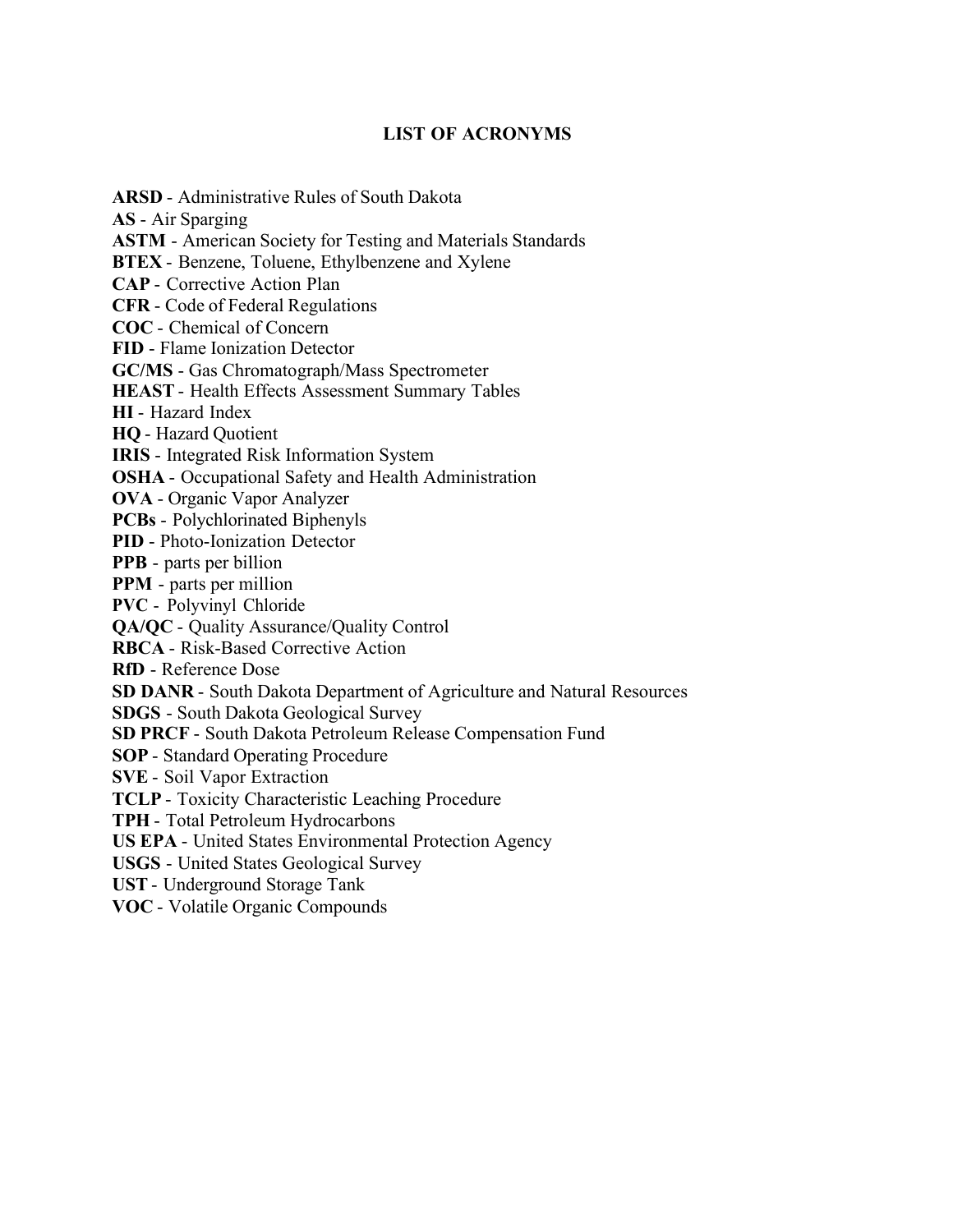# LIST OF ACRONYMS

**ARSD** - Administrative Rules of South Dakota
**AS** - Air Sparging
**ASTM** - American Society for Testing and Materials Standards
**BTEX** - Benzene, Toluene, Ethylbenzene and Xylene
**CAP** - Corrective Action Plan
**CFR** - Code of Federal Regulations
**COC** - Chemical of Concern
**FID** - Flame Ionization Detector
**GC/MS** - Gas Chromatograph/Mass Spectrometer
**HEAST** - Health Effects Assessment Summary Tables
**HI** - Hazard Index
**HQ** - Hazard Quotient
**IRIS** - Integrated Risk Information System
**OSHA** - Occupational Safety and Health Administration
**OVA** - Organic Vapor Analyzer
**PCBs** - Polychlorinated Biphenyls
**PID** - Photo-Ionization Detector
**PPB** - parts per billion
**PPM** - parts per million
**PVC** - Polyvinyl Chloride
**QA/QC** - Quality Assurance/Quality Control
**RBCA** - Risk-Based Corrective Action
**RfD** - Reference Dose
**SD DANR** - South Dakota Department of Agriculture and Natural Resources
**SDGS** - South Dakota Geological Survey
**SD PRCF** - South Dakota Petroleum Release Compensation Fund
**SOP** - Standard Operating Procedure
**SVE** - Soil Vapor Extraction
**TCLP** - Toxicity Characteristic Leaching Procedure
**TPH** - Total Petroleum Hydrocarbons
**US EPA** - United States Environmental Protection Agency
**USGS** - United States Geological Survey
**UST** - Underground Storage Tank
**VOC** - Volatile Organic Compounds